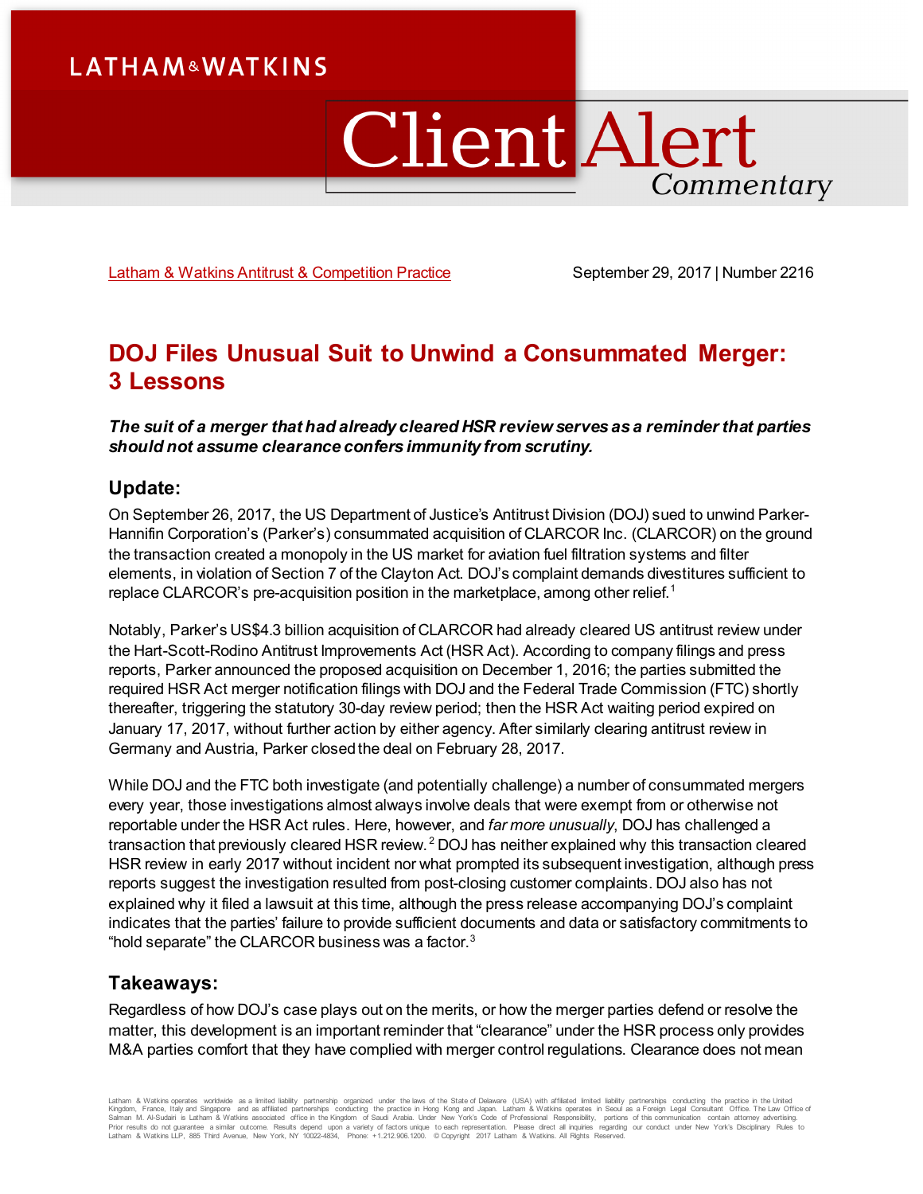LATHAM&WATKINS

# Client Alert Commentary

Latham & Watkins Antitrust & Competition Practice

September 29, 2017 | Number 2216

## DOJ Files Unusual Suit to Unwind a Consummated Merger: 3 Lessons

***The suit of a merger that had already cleared HSR review serves as a reminder that parties should not assume clearance confers immunity from scrutiny.***

### Update:

On September 26, 2017, the US Department of Justice's Antitrust Division (DOJ) sued to unwind Parker-Hannifin Corporation's (Parker's) consummated acquisition of CLARCOR Inc. (CLARCOR) on the ground the transaction created a monopoly in the US market for aviation fuel filtration systems and filter elements, in violation of Section 7 of the Clayton Act. DOJ's complaint demands divestitures sufficient to replace CLARCOR's pre-acquisition position in the marketplace, among other relief.[1]

Notably, Parker's US$4.3 billion acquisition of CLARCOR had already cleared US antitrust review under the Hart-Scott-Rodino Antitrust Improvements Act (HSR Act). According to company filings and press reports, Parker announced the proposed acquisition on December 1, 2016; the parties submitted the required HSR Act merger notification filings with DOJ and the Federal Trade Commission (FTC) shortly thereafter, triggering the statutory 30-day review period; then the HSR Act waiting period expired on January 17, 2017, without further action by either agency. After similarly clearing antitrust review in Germany and Austria, Parker closed the deal on February 28, 2017.

While DOJ and the FTC both investigate (and potentially challenge) a number of consummated mergers every year, those investigations almost always involve deals that were exempt from or otherwise not reportable under the HSR Act rules. Here, however, and *far more unusually*, DOJ has challenged a transaction that previously cleared HSR review.[2] DOJ has neither explained why this transaction cleared HSR review in early 2017 without incident nor what prompted its subsequent investigation, although press reports suggest the investigation resulted from post-closing customer complaints. DOJ also has not explained why it filed a lawsuit at this time, although the press release accompanying DOJ's complaint indicates that the parties' failure to provide sufficient documents and data or satisfactory commitments to "hold separate" the CLARCOR business was a factor.[3]

### Takeaways:

Regardless of how DOJ's case plays out on the merits, or how the merger parties defend or resolve the matter, this development is an important reminder that "clearance" under the HSR process only provides M&A parties comfort that they have complied with merger control regulations. Clearance does not mean

Latham & Watkins operates worldwide as a limited liability partnership organized under the laws of the State of Delaware (USA) with affiliated limited liability partnerships conducting the practice in the United Kingdom, France, Italy and Singapore and as affiliated partnerships conducting the practice in Hong Kong and Japan. Latham & Watkins operates in Seoul as a Foreign Legal Consultant Office. The Law Office of Salman M. Al-Sudairi is Latham & Watkins associated office in the Kingdom of Saudi Arabia. Under New York's Code of Professional Responsibility, portions of this communication contain attorney advertising. Prior results do not guarantee a similar outcome. Results depend upon a variety of factors unique to each representation. Please direct all inquiries regarding our conduct under New York's Disciplinary Rules to Latham & Watkins LLP, 885 Third Avenue, New York, NY 10022-4834, Phone: +1.212.906.1200. © Copyright 2017 Latham & Watkins. All Rights Reserved.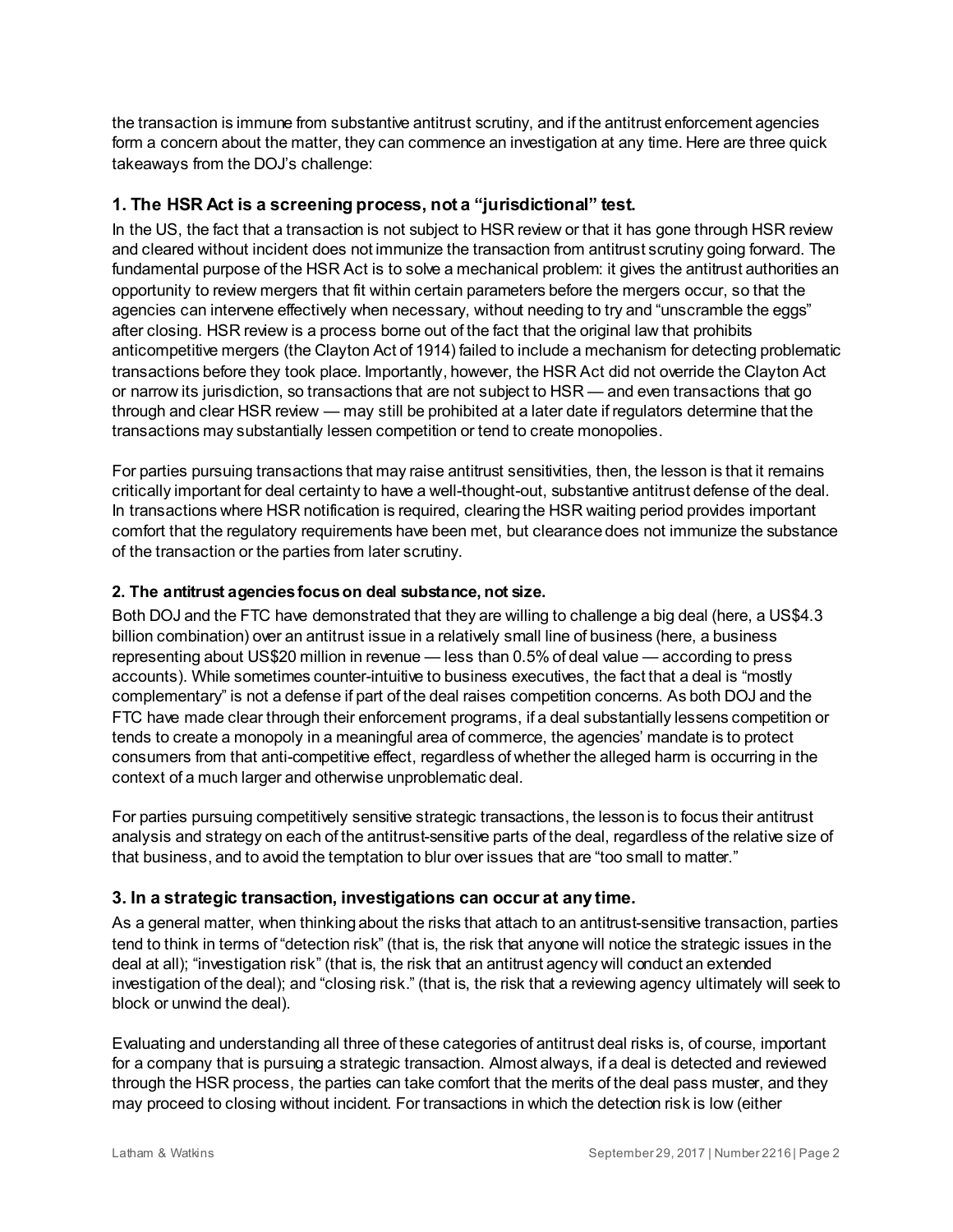the transaction is immune from substantive antitrust scrutiny, and if the antitrust enforcement agencies form a concern about the matter, they can commence an investigation at any time. Here are three quick takeaways from the DOJ's challenge:

## 1. The HSR Act is a screening process, not a "jurisdictional" test.

In the US, the fact that a transaction is not subject to HSR review or that it has gone through HSR review and cleared without incident does not immunize the transaction from antitrust scrutiny going forward. The fundamental purpose of the HSR Act is to solve a mechanical problem: it gives the antitrust authorities an opportunity to review mergers that fit within certain parameters before the mergers occur, so that the agencies can intervene effectively when necessary, without needing to try and "unscramble the eggs" after closing. HSR review is a process borne out of the fact that the original law that prohibits anticompetitive mergers (the Clayton Act of 1914) failed to include a mechanism for detecting problematic transactions before they took place. Importantly, however, the HSR Act did not override the Clayton Act or narrow its jurisdiction, so transactions that are not subject to HSR — and even transactions that go through and clear HSR review — may still be prohibited at a later date if regulators determine that the transactions may substantially lessen competition or tend to create monopolies.

For parties pursuing transactions that may raise antitrust sensitivities, then, the lesson is that it remains critically important for deal certainty to have a well-thought-out, substantive antitrust defense of the deal. In transactions where HSR notification is required, clearing the HSR waiting period provides important comfort that the regulatory requirements have been met, but clearance does not immunize the substance of the transaction or the parties from later scrutiny.

### 2. The antitrust agencies focus on deal substance, not size.

Both DOJ and the FTC have demonstrated that they are willing to challenge a big deal (here, a US$4.3 billion combination) over an antitrust issue in a relatively small line of business (here, a business representing about US$20 million in revenue — less than 0.5% of deal value — according to press accounts). While sometimes counter-intuitive to business executives, the fact that a deal is "mostly complementary" is not a defense if part of the deal raises competition concerns. As both DOJ and the FTC have made clear through their enforcement programs, if a deal substantially lessens competition or tends to create a monopoly in a meaningful area of commerce, the agencies' mandate is to protect consumers from that anti-competitive effect, regardless of whether the alleged harm is occurring in the context of a much larger and otherwise unproblematic deal.

For parties pursuing competitively sensitive strategic transactions, the lesson is to focus their antitrust analysis and strategy on each of the antitrust-sensitive parts of the deal, regardless of the relative size of that business, and to avoid the temptation to blur over issues that are "too small to matter."

## 3. In a strategic transaction, investigations can occur at any time.

As a general matter, when thinking about the risks that attach to an antitrust-sensitive transaction, parties tend to think in terms of "detection risk" (that is, the risk that anyone will notice the strategic issues in the deal at all); "investigation risk" (that is, the risk that an antitrust agency will conduct an extended investigation of the deal); and "closing risk." (that is, the risk that a reviewing agency ultimately will seek to block or unwind the deal).

Evaluating and understanding all three of these categories of antitrust deal risks is, of course, important for a company that is pursuing a strategic transaction. Almost always, if a deal is detected and reviewed through the HSR process, the parties can take comfort that the merits of the deal pass muster, and they may proceed to closing without incident. For transactions in which the detection risk is low (either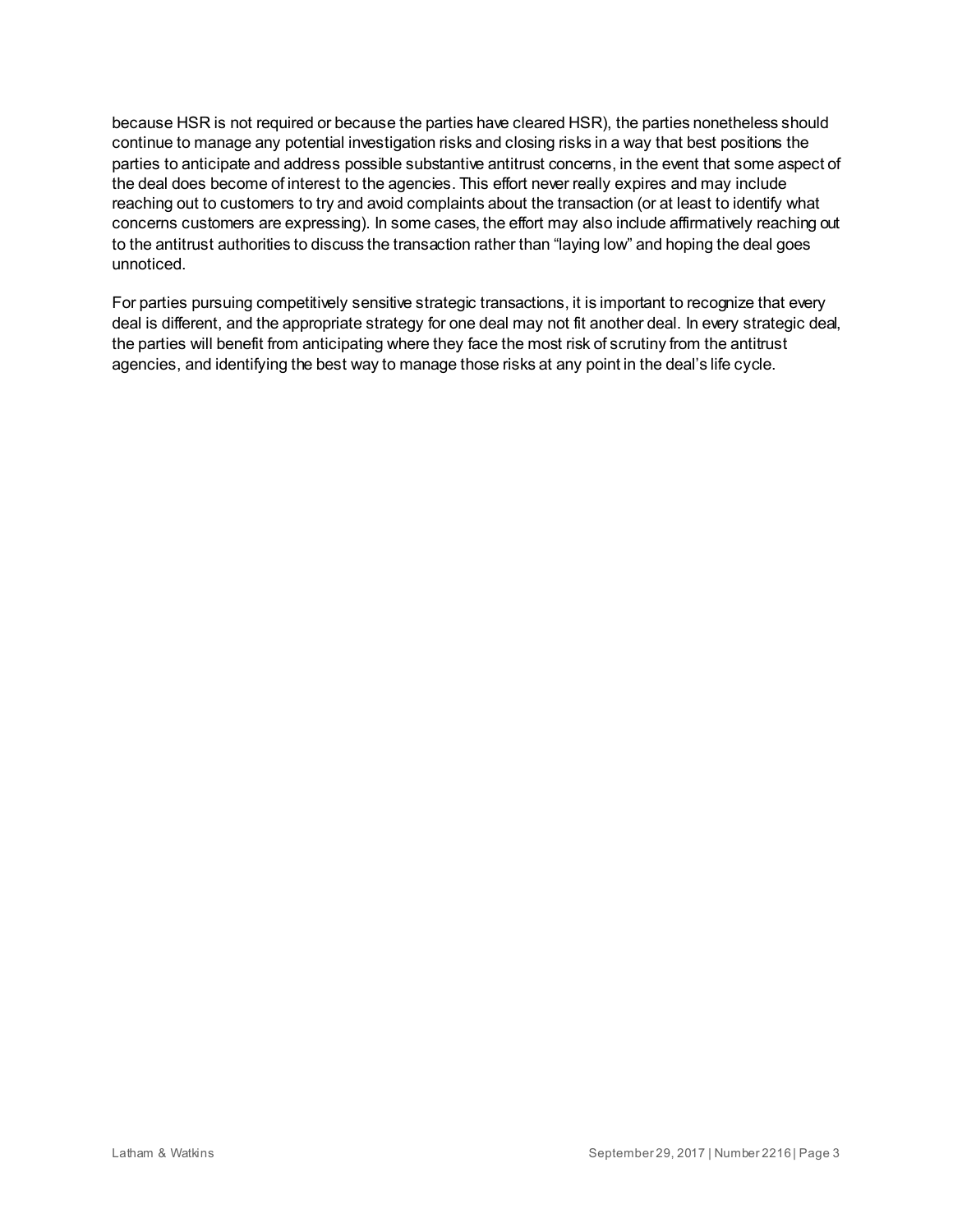because HSR is not required or because the parties have cleared HSR), the parties nonetheless should continue to manage any potential investigation risks and closing risks in a way that best positions the parties to anticipate and address possible substantive antitrust concerns, in the event that some aspect of the deal does become of interest to the agencies. This effort never really expires and may include reaching out to customers to try and avoid complaints about the transaction (or at least to identify what concerns customers are expressing). In some cases, the effort may also include affirmatively reaching out to the antitrust authorities to discuss the transaction rather than "laying low" and hoping the deal goes unnoticed.

For parties pursuing competitively sensitive strategic transactions, it is important to recognize that every deal is different, and the appropriate strategy for one deal may not fit another deal. In every strategic deal, the parties will benefit from anticipating where they face the most risk of scrutiny from the antitrust agencies, and identifying the best way to manage those risks at any point in the deal's life cycle.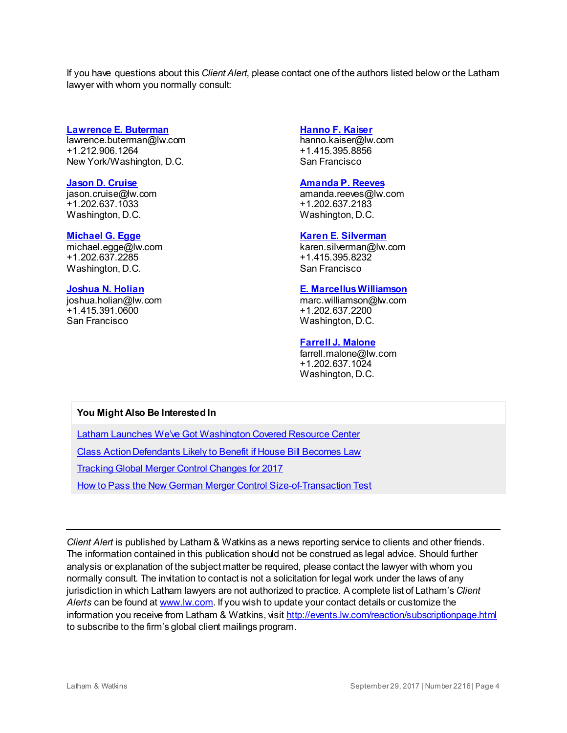If you have questions about this *Client Alert*, please contact one of the authors listed below or the Latham lawyer with whom you normally consult:

**[Lawrence E. Buterman](#)**
lawrence.buterman@lw.com
+1.212.906.1264
New York/Washington, D.C.

**[Jason D. Cruise](#)**
jason.cruise@lw.com
+1.202.637.1033
Washington, D.C.

**[Michael G. Egge](#)**
michael.egge@lw.com
+1.202.637.2285
Washington, D.C.

**[Joshua N. Holian](#)**
joshua.holian@lw.com
+1.415.391.0600
San Francisco

**[Hanno F. Kaiser](#)**
hanno.kaiser@lw.com
+1.415.395.8856
San Francisco

**[Amanda P. Reeves](#)**
amanda.reeves@lw.com
+1.202.637.2183
Washington, D.C.

**[Karen E. Silverman](#)**
karen.silverman@lw.com
+1.415.395.8232
San Francisco

**[E. Marcellus Williamson](#)**
marc.williamson@lw.com
+1.202.637.2200
Washington, D.C.

**[Farrell J. Malone](#)**
farrell.malone@lw.com
+1.202.637.1024
Washington, D.C.

**You Might Also Be Interested In**

[Latham Launches We've Got Washington Covered Resource Center](#)

[Class Action Defendants Likely to Benefit if House Bill Becomes Law](#)

[Tracking Global Merger Control Changes for 2017](#)

[How to Pass the New German Merger Control Size-of-Transaction Test](#)

---

*Client Alert* is published by Latham & Watkins as a news reporting service to clients and other friends. The information contained in this publication should not be construed as legal advice. Should further analysis or explanation of the subject matter be required, please contact the lawyer with whom you normally consult. The invitation to contact is not a solicitation for legal work under the laws of any jurisdiction in which Latham lawyers are not authorized to practice. A complete list of Latham's *Client Alerts* can be found at [www.lw.com](http://www.lw.com). If you wish to update your contact details or customize the information you receive from Latham & Watkins, visit [http://events.lw.com/reaction/subscriptionpage.html](http://events.lw.com/reaction/subscriptionpage.html) to subscribe to the firm's global client mailings program.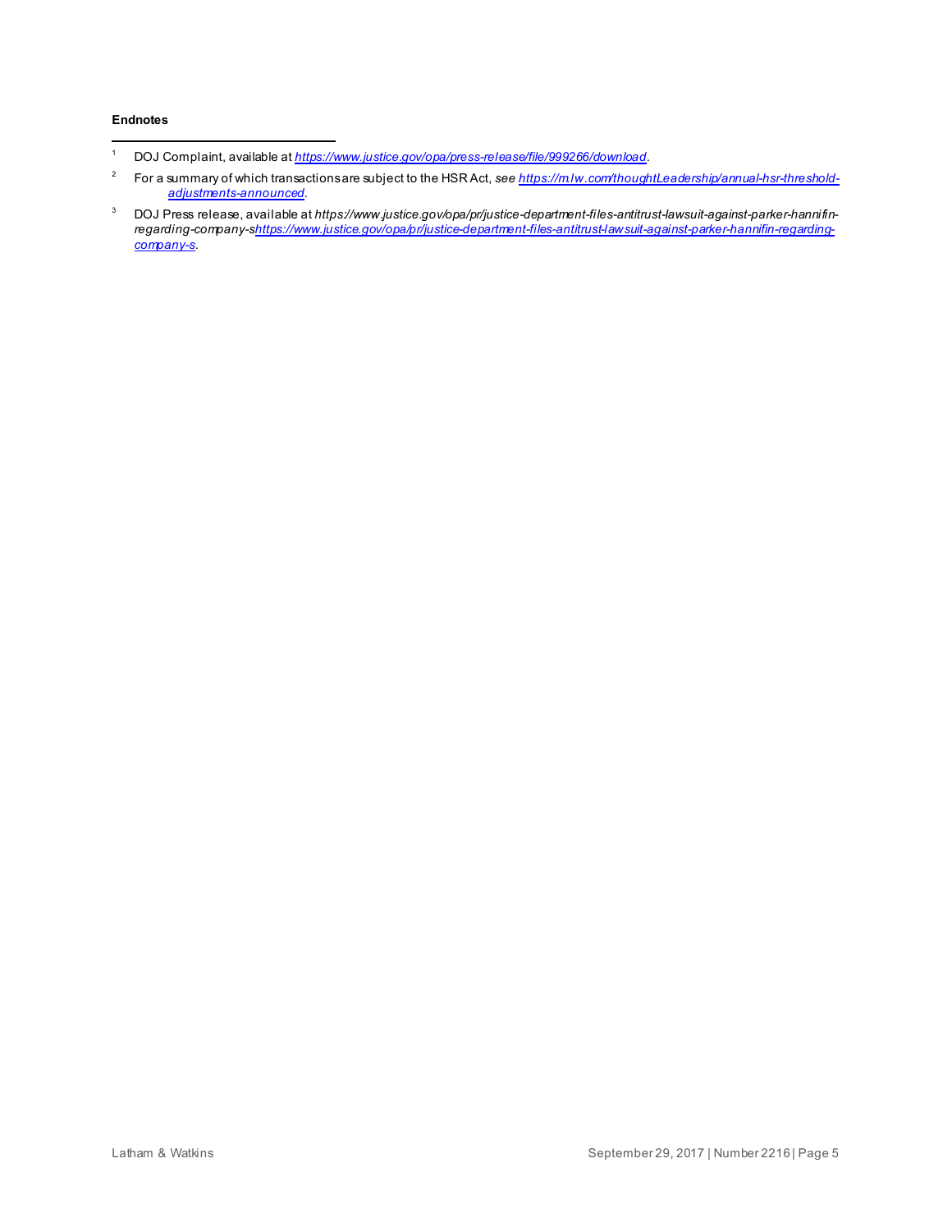**Endnotes**

1. DOJ Complaint, available at *https://www.justice.gov/opa/press-release/file/999266/download*.

2. For a summary of which transactions are subject to the HSR Act, *see https://m.lw.com/thoughtLeadership/annual-hsr-threshold-adjustments-announced*.

3. DOJ Press release, available at *https://www.justice.gov/opa/pr/justice-department-files-antitrust-lawsuit-against-parker-hannifin-regarding-company-shttps://www.justice.gov/opa/pr/justice-department-files-antitrust-lawsuit-against-parker-hannifin-regarding-company-s*.